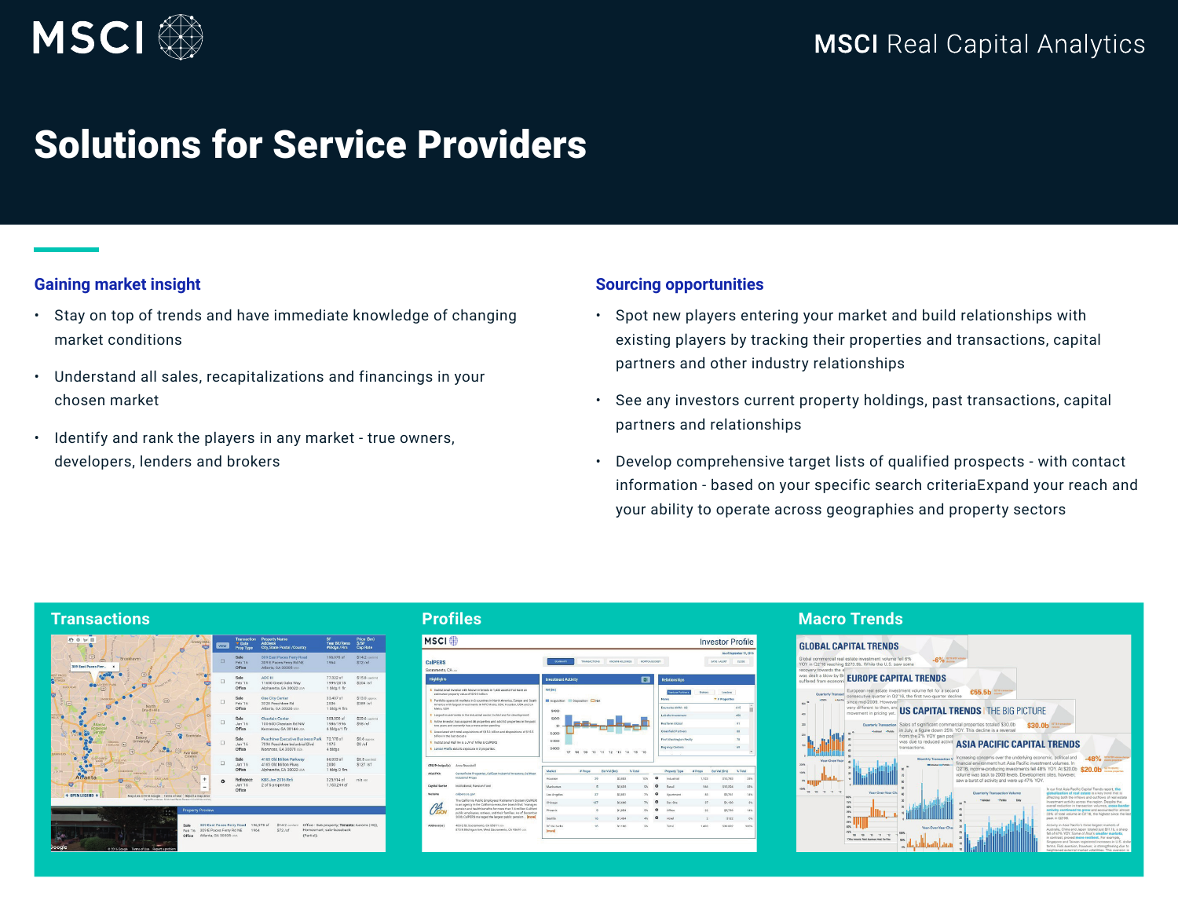MSCI

MSCI Real Capital Analytics

# Solutions for Service Providers

## Gaining market insight

- Stay on top of trends and have immediate knowledge of changing market conditions
- Understand all sales, recapitalizations and financings in your chosen market
- Identify and rank the players in any market - true owners, developers, lenders and brokers

## Sourcing opportunities

- Spot new players entering your market and build relationships with existing players by tracking their properties and transactions, capital partners and other industry relationships
- See any investors current property holdings, past transactions, capital partners and relationships
- Develop comprehensive target lists of qualified prospects - with contact information - based on your specific search criteriaExpand your reach and your ability to operate across geographies and property sectors

**Transactions**

**Profiles**

**Macro Trends**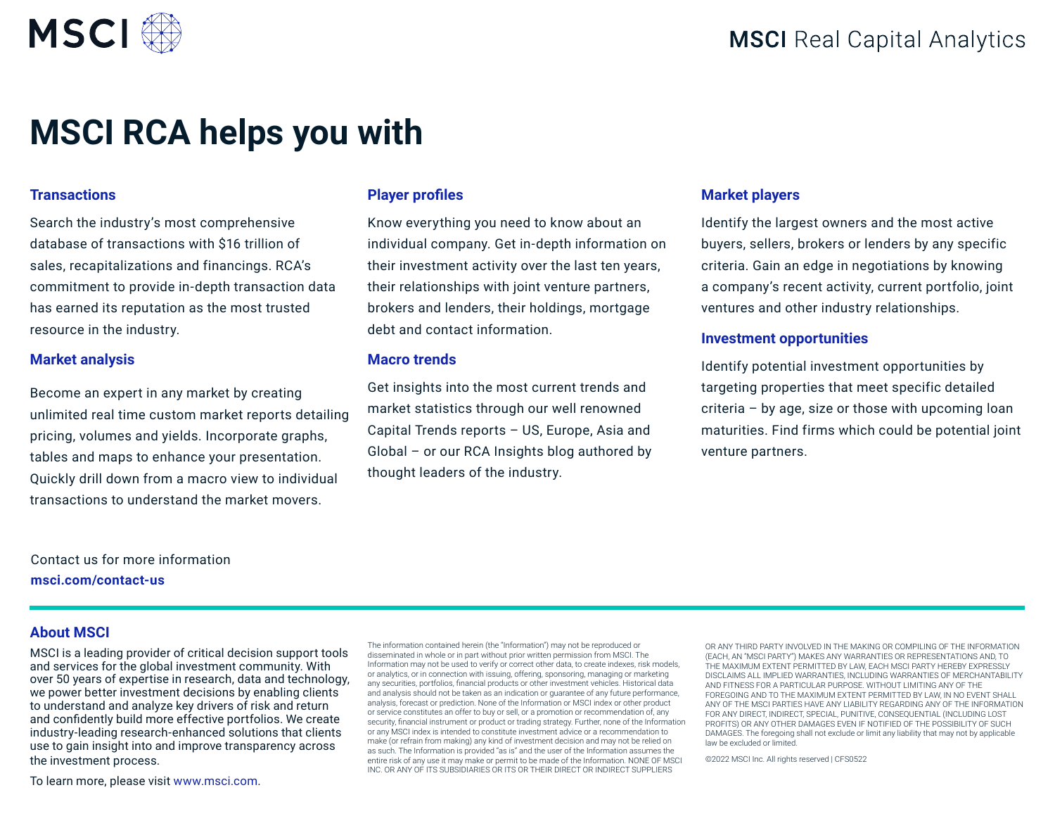MSCI Real Capital Analytics

# MSCI RCA helps you with

### Transactions

Search the industry's most comprehensive database of transactions with $16 trillion of sales, recapitalizations and financings. RCA's commitment to provide in-depth transaction data has earned its reputation as the most trusted resource in the industry.

### Market analysis

Become an expert in any market by creating unlimited real time custom market reports detailing pricing, volumes and yields. Incorporate graphs, tables and maps to enhance your presentation. Quickly drill down from a macro view to individual transactions to understand the market movers.

### Player profiles

Know everything you need to know about an individual company. Get in-depth information on their investment activity over the last ten years, their relationships with joint venture partners, brokers and lenders, their holdings, mortgage debt and contact information.

### Macro trends

Get insights into the most current trends and market statistics through our well renowned Capital Trends reports – US, Europe, Asia and Global – or our RCA Insights blog authored by thought leaders of the industry.

### Market players

Identify the largest owners and the most active buyers, sellers, brokers or lenders by any specific criteria. Gain an edge in negotiations by knowing a company's recent activity, current portfolio, joint ventures and other industry relationships.

### Investment opportunities

Identify potential investment opportunities by targeting properties that meet specific detailed criteria – by age, size or those with upcoming loan maturities. Find firms which could be potential joint venture partners.

Contact us for more information
**msci.com/contact-us**

---

### About MSCI

MSCI is a leading provider of critical decision support tools and services for the global investment community. With over 50 years of expertise in research, data and technology, we power better investment decisions by enabling clients to understand and analyze key drivers of risk and return and confidently build more effective portfolios. We create industry-leading research-enhanced solutions that clients use to gain insight into and improve transparency across the investment process.

To learn more, please visit www.msci.com.

The information contained herein (the "Information") may not be reproduced or disseminated in whole or in part without prior written permission from MSCI. The Information may not be used to verify or correct other data, to create indexes, risk models, or analytics, or in connection with issuing, offering, sponsoring, managing or marketing any securities, portfolios, financial products or other investment vehicles. Historical data and analysis should not be taken as an indication or guarantee of any future performance, analysis, forecast or prediction. None of the Information or MSCI index or other product or service constitutes an offer to buy or sell, or a promotion or recommendation of, any security, financial instrument or product or trading strategy. Further, none of the Information or any MSCI index is intended to constitute investment advice or a recommendation to make (or refrain from making) any kind of investment decision and may not be relied on as such. The Information is provided "as is" and the user of the Information assumes the entire risk of any use it may make or permit to be made of the Information. NONE OF MSCI INC. OR ANY OF ITS SUBSIDIARIES OR ITS OR THEIR DIRECT OR INDIRECT SUPPLIERS OR ANY THIRD PARTY INVOLVED IN THE MAKING OR COMPILING OF THE INFORMATION (EACH, AN "MSCI PARTY") MAKES ANY WARRANTIES OR REPRESENTATIONS AND, TO THE MAXIMUM EXTENT PERMITTED BY LAW, EACH MSCI PARTY HEREBY EXPRESSLY DISCLAIMS ALL IMPLIED WARRANTIES, INCLUDING WARRANTIES OF MERCHANTABILITY AND FITNESS FOR A PARTICULAR PURPOSE. WITHOUT LIMITING ANY OF THE FOREGOING AND TO THE MAXIMUM EXTENT PERMITTED BY LAW, IN NO EVENT SHALL ANY OF THE MSCI PARTIES HAVE ANY LIABILITY REGARDING ANY OF THE INFORMATION FOR ANY DIRECT, INDIRECT, SPECIAL, PUNITIVE, CONSEQUENTIAL (INCLUDING LOST PROFITS) OR ANY OTHER DAMAGES EVEN IF NOTIFIED OF THE POSSIBILITY OF SUCH DAMAGES. The foregoing shall not exclude or limit any liability that may not by applicable law be excluded or limited.

©2022 MSCI Inc. All rights reserved | CFS0522